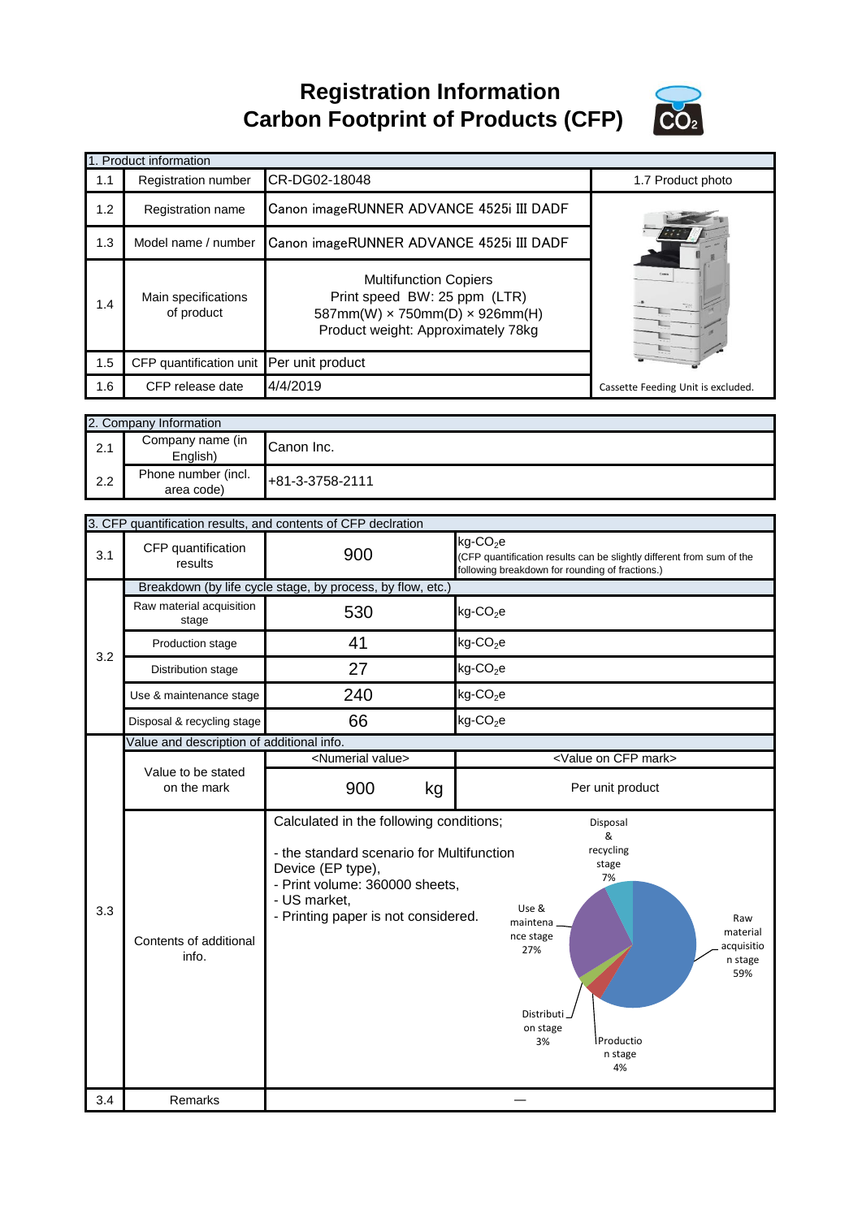# Registration Information
# Carbon Footprint of Products (CFP)

| 1. Product information | | | |
|---|---|---|---|
| 1.1 | Registration number | CR-DG02-18048 | 1.7 Product photo |
| 1.2 | Registration name | Canon imageRUNNER ADVANCE 4525i III DADF | |
| 1.3 | Model name / number | Canon imageRUNNER ADVANCE 4525i III DADF | |
| 1.4 | Main specifications of product | Multifunction Copiers<br>Print speed BW: 25 ppm (LTR)<br>587mm(W) × 750mm(D) × 926mm(H)<br>Product weight: Approximately 78kg | |
| 1.5 | CFP quantification unit | Per unit product | |
| 1.6 | CFP release date | 4/4/2019 | Cassette Feeding Unit is excluded. |

| 2. Company Information | | |
|---|---|---|
| 2.1 | Company name (in English) | Canon Inc. |
| 2.2 | Phone number (incl. area code) | +81-3-3758-2111 |

| 3. CFP quantification results, and contents of CFP declration | | | |
|---|---|---|---|
| 3.1 | CFP quantification results | 900 | kg-$CO_2$e<br>(CFP quantification results can be slightly different from sum of the following breakdown for rounding of fractions.) |
| 3.2 | Breakdown (by life cycle stage, by process, by flow, etc.) | | |
| | Raw material acquisition stage | 530 | kg-$CO_2$e |
| | Production stage | 41 | kg-$CO_2$e |
| | Distribution stage | 27 | kg-$CO_2$e |
| | Use & maintenance stage | 240 | kg-$CO_2$e |
| | Disposal & recycling stage | 66 | kg-$CO_2$e |
| 3.3 | Value and description of additional info. | | |
| | Value to be stated on the mark | <Numerial value><br>900 kg | <Value on CFP mark><br>Per unit product |
| | Contents of additional info. | Calculated in the following conditions;<br>- the standard scenario for Multifunction Device (EP type),<br>- Print volume: 360000 sheets,<br>- US market,<br>- Printing paper is not considered. | Raw material acquisition stage 59%<br>Production stage 4%<br>Distribution stage 3%<br>Use & maintenance stage 27%<br>Disposal & recycling stage 7% |
| 3.4 | Remarks | — | |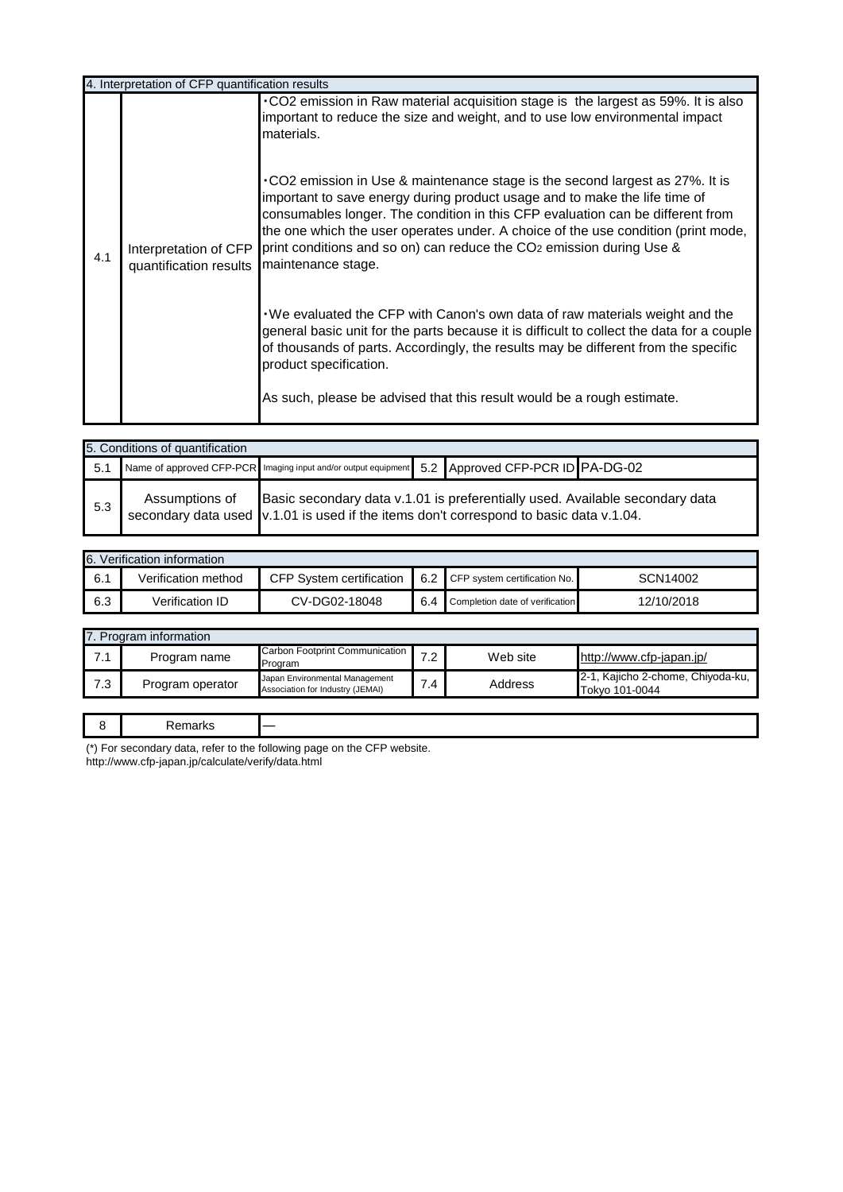| 4. Interpretation of CFP quantification results | | |
|---|---|---|
| 4.1 | Interpretation of CFP quantification results | ・$CO_2$ emission in Raw material acquisition stage is the largest as 59%. It is also important to reduce the size and weight, and to use low environmental impact materials.<br><br>・$CO_2$ emission in Use & maintenance stage is the second largest as 27%. It is important to save energy during product usage and to make the life time of consumables longer. The condition in this CFP evaluation can be different from the one which the user operates under. A choice of the use condition (print mode, print conditions and so on) can reduce the $CO_2$ emission during Use & maintenance stage.<br><br>・We evaluated the CFP with Canon's own data of raw materials weight and the general basic unit for the parts because it is difficult to collect the data for a couple of thousands of parts. Accordingly, the results may be different from the specific product specification.<br><br>As such, please be advised that this result would be a rough estimate. |

| 5. Conditions of quantification | | | | |
|---|---|---|---|---|
| 5.1 | Name of approved CFP-PCR | Imaging input and/or output equipment | 5.2 | Approved CFP-PCR ID PA-DG-02 |
| 5.3 | Assumptions of secondary data used | Basic secondary data v.1.01 is preferentially used. Available secondary data v.1.01 is used if the items don't correspond to basic data v.1.04. | | |

| 6. Verification information | | | | | |
|---|---|---|---|---|---|
| 6.1 | Verification method | CFP System certification | 6.2 | CFP system certification No. | SCN14002 |
| 6.3 | Verification ID | CV-DG02-18048 | 6.4 | Completion date of verification | 12/10/2018 |

| 7. Program information | | | | | |
|---|---|---|---|---|---|
| 7.1 | Program name | Carbon Footprint Communication Program | 7.2 | Web site | http://www.cfp-japan.jp/ |
| 7.3 | Program operator | Japan Environmental Management Association for Industry (JEMAI) | 7.4 | Address | 2-1, Kajicho 2-chome, Chiyoda-ku, Tokyo 101-0044 |

| | | |
|---|---|---|
| 8 | Remarks | — |

(*) For secondary data, refer to the following page on the CFP website.
http://www.cfp-japan.jp/calculate/verify/data.html